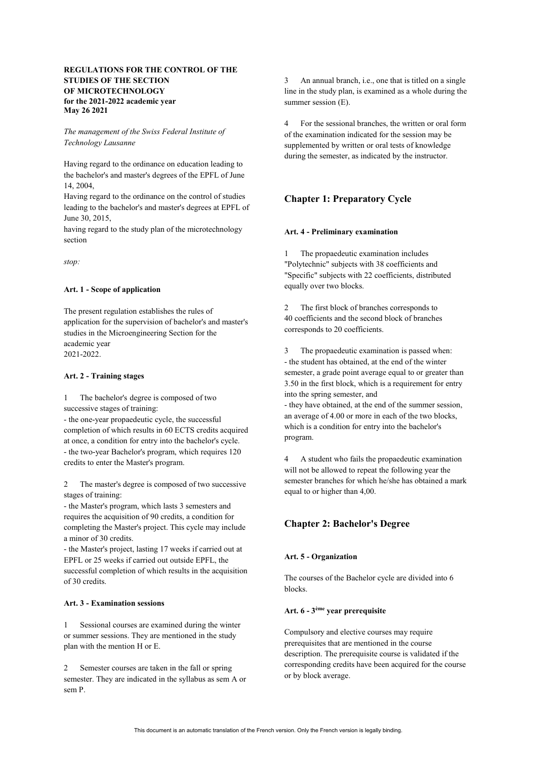**REGULATIONS FOR THE CONTROL OF THE STUDIES OF THE SECTION OF MICROTECHNOLOGY for the 2021-2022 academic year May 26 2021**

*The management of the Swiss Federal Institute of Technology Lausanne*

Having regard to the ordinance on education leading to the bachelor's and master's degrees of the EPFL of June 14, 2004,
Having regard to the ordinance on the control of studies leading to the bachelor's and master's degrees at EPFL of June 30, 2015,
having regard to the study plan of the microtechnology section

*stop:*

#### Art. 1 - Scope of application

The present regulation establishes the rules of application for the supervision of bachelor's and master's studies in the Microengineering Section for the academic year
2021-2022.

#### Art. 2 - Training stages

1 The bachelor's degree is composed of two successive stages of training:
- the one-year propaedeutic cycle, the successful completion of which results in 60 ECTS credits acquired at once, a condition for entry into the bachelor's cycle.
- the two-year Bachelor's program, which requires 120 credits to enter the Master's program.

2 The master's degree is composed of two successive stages of training:
- the Master's program, which lasts 3 semesters and requires the acquisition of 90 credits, a condition for completing the Master's project. This cycle may include a minor of 30 credits.
- the Master's project, lasting 17 weeks if carried out at EPFL or 25 weeks if carried out outside EPFL, the successful completion of which results in the acquisition of 30 credits.

#### Art. 3 - Examination sessions

1 Sessional courses are examined during the winter or summer sessions. They are mentioned in the study plan with the mention H or E.

2 Semester courses are taken in the fall or spring semester. They are indicated in the syllabus as sem A or sem P.

3 An annual branch, i.e., one that is titled on a single line in the study plan, is examined as a whole during the summer session (E).

4 For the sessional branches, the written or oral form of the examination indicated for the session may be supplemented by written or oral tests of knowledge during the semester, as indicated by the instructor.

## Chapter 1: Preparatory Cycle

#### Art. 4 - Preliminary examination

1 The propaedeutic examination includes "Polytechnic" subjects with 38 coefficients and "Specific" subjects with 22 coefficients, distributed equally over two blocks.

2 The first block of branches corresponds to 40 coefficients and the second block of branches corresponds to 20 coefficients.

3 The propaedeutic examination is passed when:
- the student has obtained, at the end of the winter semester, a grade point average equal to or greater than 3.50 in the first block, which is a requirement for entry into the spring semester, and
- they have obtained, at the end of the summer session, an average of 4.00 or more in each of the two blocks, which is a condition for entry into the bachelor's program.

4 A student who fails the propaedeutic examination will not be allowed to repeat the following year the semester branches for which he/she has obtained a mark equal to or higher than 4,00.

## Chapter 2: Bachelor's Degree

#### Art. 5 - Organization

The courses of the Bachelor cycle are divided into 6 blocks.

#### Art. 6 - 3ème year prerequisite

Compulsory and elective courses may require prerequisites that are mentioned in the course description. The prerequisite course is validated if the corresponding credits have been acquired for the course or by block average.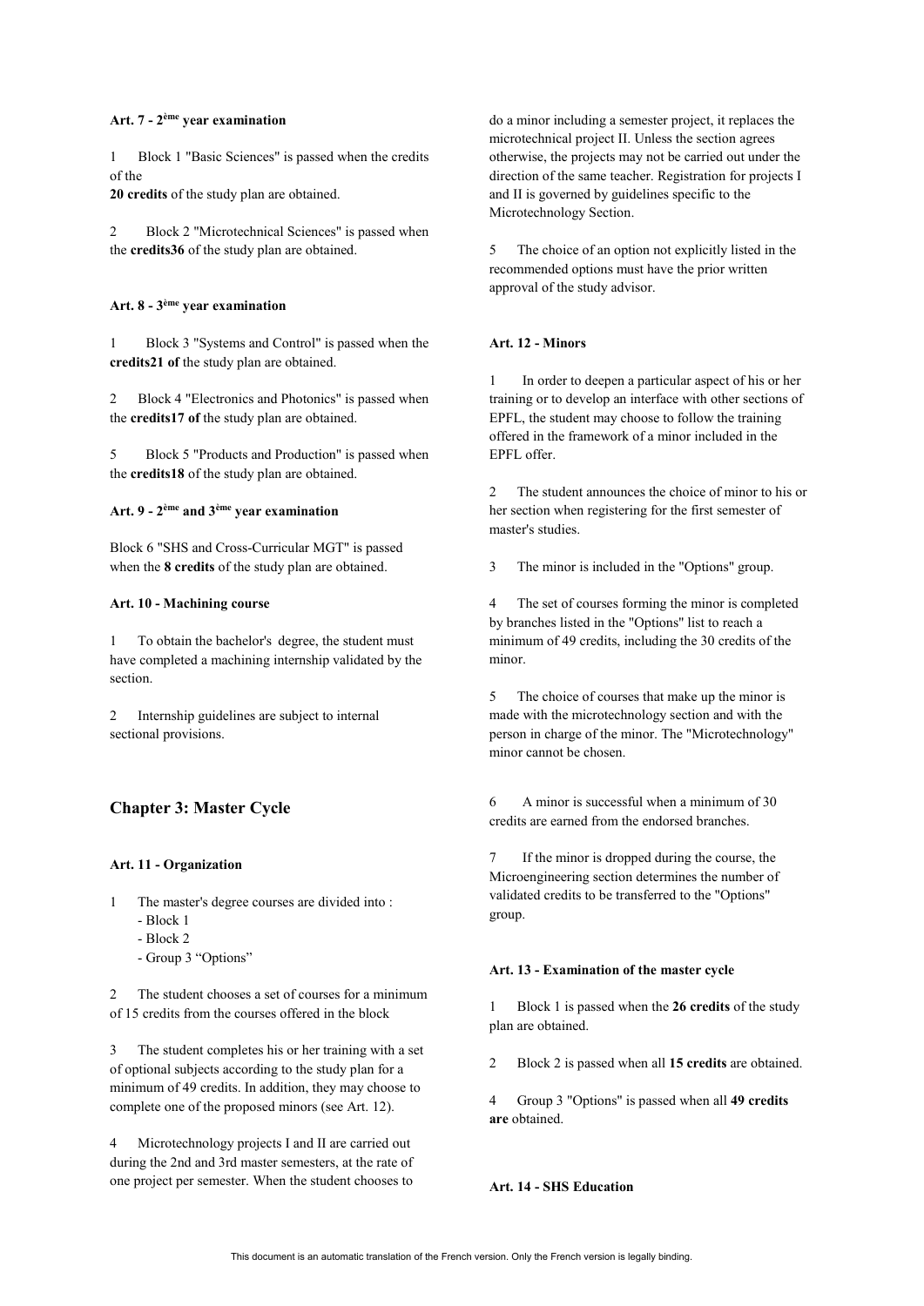#### Art. 7 - 2ème year examination

1 Block 1 "Basic Sciences" is passed when the credits of the
**20 credits** of the study plan are obtained.

2 Block 2 "Microtechnical Sciences" is passed when the **credits36** of the study plan are obtained.

#### Art. 8 - 3ème year examination

1 Block 3 "Systems and Control" is passed when the **credits21 of** the study plan are obtained.

2 Block 4 "Electronics and Photonics" is passed when the **credits17 of** the study plan are obtained.

5 Block 5 "Products and Production" is passed when the **credits18** of the study plan are obtained.

#### Art. 9 - 2ème and 3ème year examination

Block 6 "SHS and Cross-Curricular MGT" is passed when the **8 credits** of the study plan are obtained.

#### Art. 10 - Machining course

1 To obtain the bachelor's degree, the student must have completed a machining internship validated by the section.

2 Internship guidelines are subject to internal sectional provisions.

## Chapter 3: Master Cycle

#### Art. 11 - Organization

1 The master's degree courses are divided into :
- Block 1
- Block 2
- Group 3 "Options"

2 The student chooses a set of courses for a minimum of 15 credits from the courses offered in the block

3 The student completes his or her training with a set of optional subjects according to the study plan for a minimum of 49 credits. In addition, they may choose to complete one of the proposed minors (see Art. 12).

4 Microtechnology projects I and II are carried out during the 2nd and 3rd master semesters, at the rate of one project per semester. When the student chooses to do a minor including a semester project, it replaces the microtechnical project II. Unless the section agrees otherwise, the projects may not be carried out under the direction of the same teacher. Registration for projects I and II is governed by guidelines specific to the Microtechnology Section.

5 The choice of an option not explicitly listed in the recommended options must have the prior written approval of the study advisor.

#### Art. 12 - Minors

1 In order to deepen a particular aspect of his or her training or to develop an interface with other sections of EPFL, the student may choose to follow the training offered in the framework of a minor included in the EPFL offer.

2 The student announces the choice of minor to his or her section when registering for the first semester of master's studies.

3 The minor is included in the "Options" group.

4 The set of courses forming the minor is completed by branches listed in the "Options" list to reach a minimum of 49 credits, including the 30 credits of the minor.

5 The choice of courses that make up the minor is made with the microtechnology section and with the person in charge of the minor. The "Microtechnology" minor cannot be chosen.

6 A minor is successful when a minimum of 30 credits are earned from the endorsed branches.

7 If the minor is dropped during the course, the Microengineering section determines the number of validated credits to be transferred to the "Options" group.

#### Art. 13 - Examination of the master cycle

1 Block 1 is passed when the **26 credits** of the study plan are obtained.

2 Block 2 is passed when all **15 credits** are obtained.

4 Group 3 "Options" is passed when all **49 credits are** obtained.

#### Art. 14 - SHS Education

This document is an automatic translation of the French version. Only the French version is legally binding.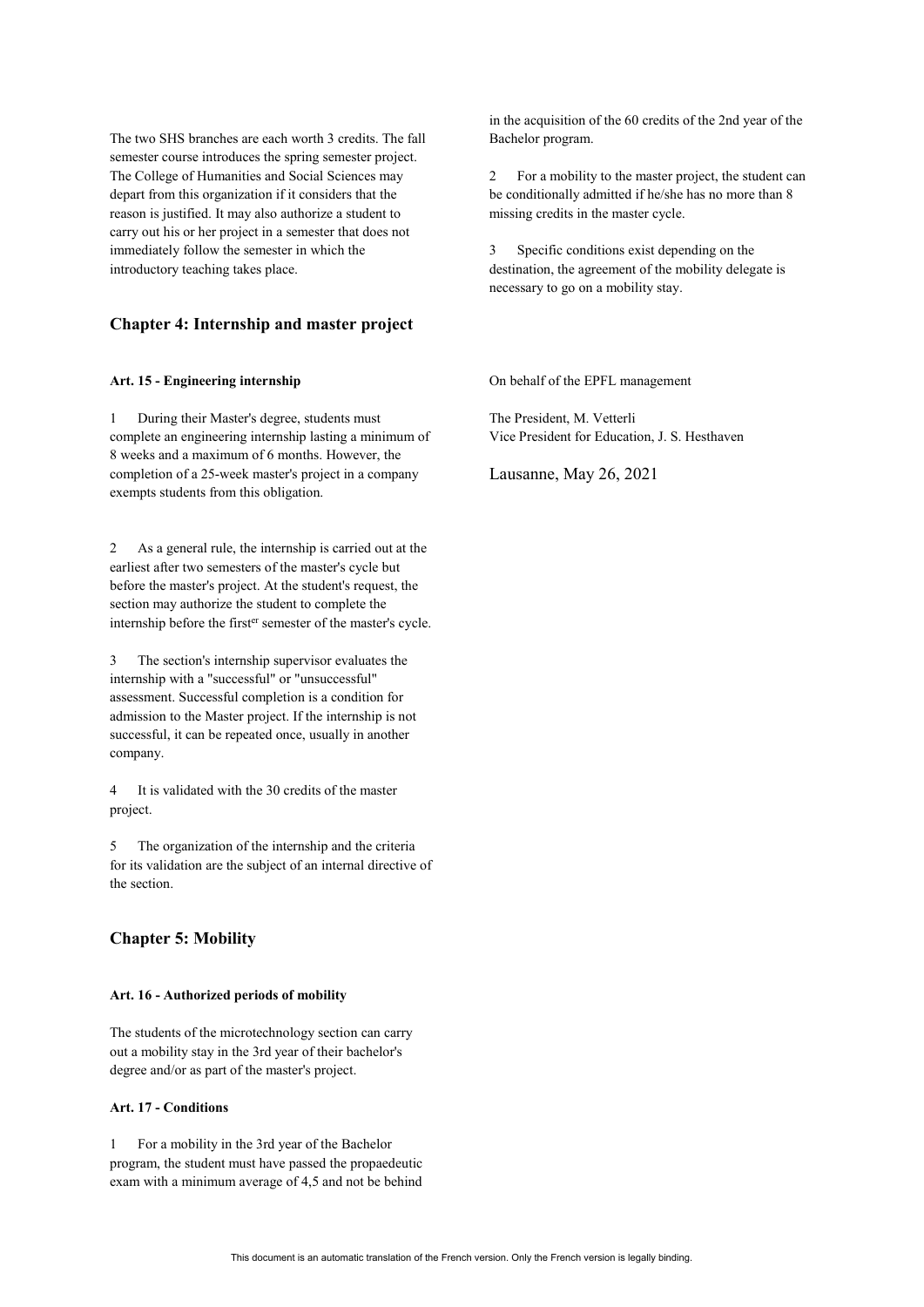The two SHS branches are each worth 3 credits. The fall semester course introduces the spring semester project. The College of Humanities and Social Sciences may depart from this organization if it considers that the reason is justified. It may also authorize a student to carry out his or her project in a semester that does not immediately follow the semester in which the introductory teaching takes place.

## Chapter 4: Internship and master project

#### Art. 15 - Engineering internship

1 During their Master's degree, students must complete an engineering internship lasting a minimum of 8 weeks and a maximum of 6 months. However, the completion of a 25-week master's project in a company exempts students from this obligation.

2 As a general rule, the internship is carried out at the earliest after two semesters of the master's cycle but before the master's project. At the student's request, the section may authorize the student to complete the internship before the first[er] semester of the master's cycle.

3 The section's internship supervisor evaluates the internship with a "successful" or "unsuccessful" assessment. Successful completion is a condition for admission to the Master project. If the internship is not successful, it can be repeated once, usually in another company.

4 It is validated with the 30 credits of the master project.

5 The organization of the internship and the criteria for its validation are the subject of an internal directive of the section.

## Chapter 5: Mobility

#### Art. 16 - Authorized periods of mobility

The students of the microtechnology section can carry out a mobility stay in the 3rd year of their bachelor's degree and/or as part of the master's project.

#### Art. 17 - Conditions

1 For a mobility in the 3rd year of the Bachelor program, the student must have passed the propaedeutic exam with a minimum average of 4,5 and not be behind in the acquisition of the 60 credits of the 2nd year of the Bachelor program.

2 For a mobility to the master project, the student can be conditionally admitted if he/she has no more than 8 missing credits in the master cycle.

3 Specific conditions exist depending on the destination, the agreement of the mobility delegate is necessary to go on a mobility stay.

On behalf of the EPFL management

The President, M. Vetterli
Vice President for Education, J. S. Hesthaven

Lausanne, May 26, 2021

This document is an automatic translation of the French version. Only the French version is legally binding.